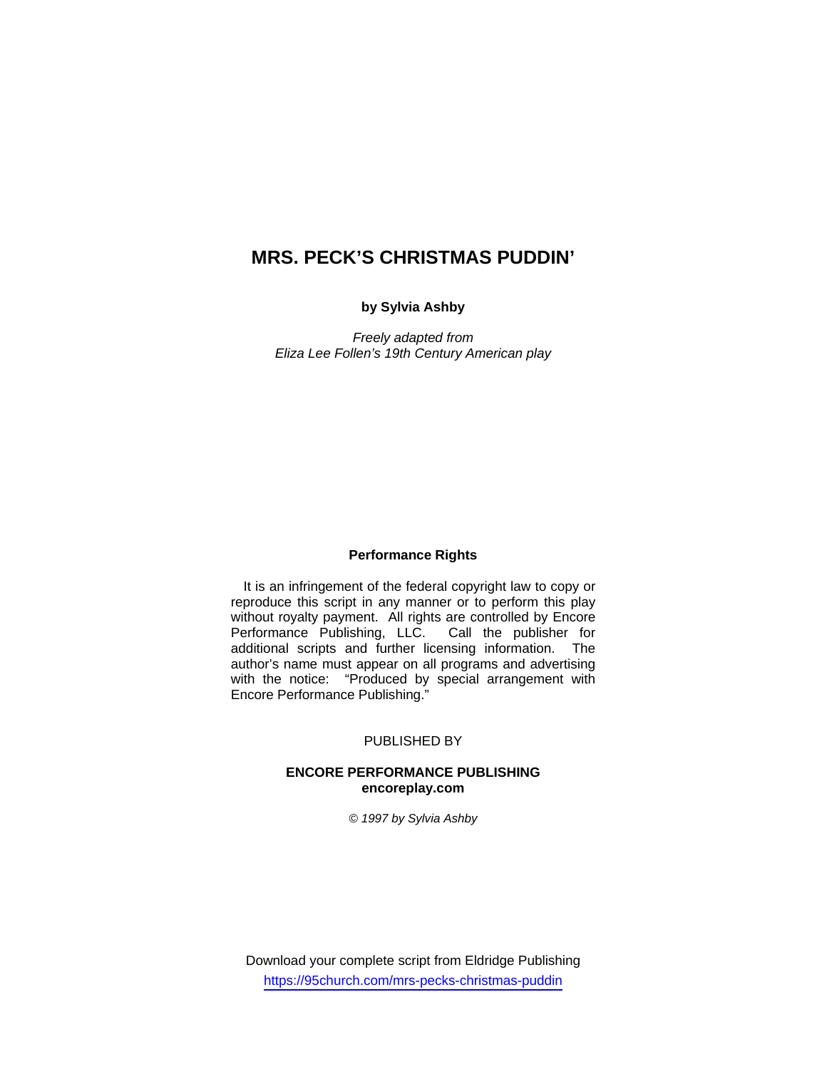# MRS. PECK'S CHRISTMAS PUDDIN'

**by Sylvia Ashby**

*Freely adapted from*
*Eliza Lee Follen's 19th Century American play*

**Performance Rights**

It is an infringement of the federal copyright law to copy or reproduce this script in any manner or to perform this play without royalty payment. All rights are controlled by Encore Performance Publishing, LLC. Call the publisher for additional scripts and further licensing information. The author's name must appear on all programs and advertising with the notice: "Produced by special arrangement with Encore Performance Publishing."

PUBLISHED BY

**ENCORE PERFORMANCE PUBLISHING**
**encoreplay.com**

*© 1997 by Sylvia Ashby*

Download your complete script from Eldridge Publishing
https://95church.com/mrs-pecks-christmas-puddin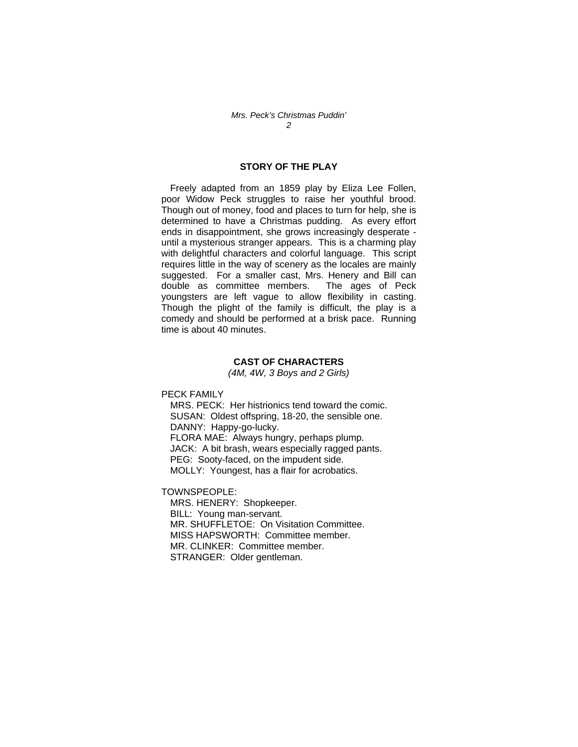## STORY OF THE PLAY

Freely adapted from an 1859 play by Eliza Lee Follen, poor Widow Peck struggles to raise her youthful brood. Though out of money, food and places to turn for help, she is determined to have a Christmas pudding. As every effort ends in disappointment, she grows increasingly desperate - until a mysterious stranger appears. This is a charming play with delightful characters and colorful language. This script requires little in the way of scenery as the locales are mainly suggested. For a smaller cast, Mrs. Henery and Bill can double as committee members. The ages of Peck youngsters are left vague to allow flexibility in casting. Though the plight of the family is difficult, the play is a comedy and should be performed at a brisk pace. Running time is about 40 minutes.

## CAST OF CHARACTERS

*(4M, 4W, 3 Boys and 2 Girls)*

PECK FAMILY

- MRS. PECK: Her histrionics tend toward the comic.
- SUSAN: Oldest offspring, 18-20, the sensible one.
- DANNY: Happy-go-lucky.
- FLORA MAE: Always hungry, perhaps plump.
- JACK: A bit brash, wears especially ragged pants.
- PEG: Sooty-faced, on the impudent side.
- MOLLY: Youngest, has a flair for acrobatics.

TOWNSPEOPLE:

- MRS. HENERY: Shopkeeper.
- BILL: Young man-servant.
- MR. SHUFFLETOE: On Visitation Committee.
- MISS HAPSWORTH: Committee member.
- MR. CLINKER: Committee member.
- STRANGER: Older gentleman.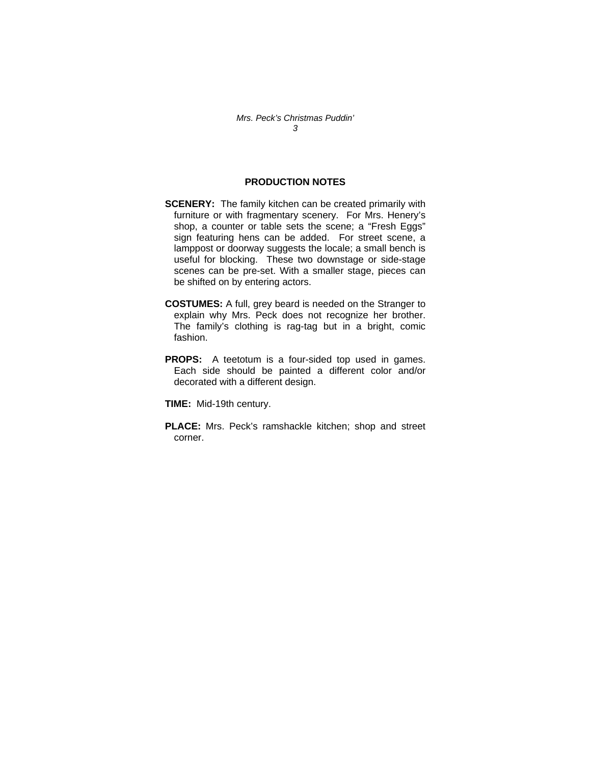## PRODUCTION NOTES

**SCENERY:** The family kitchen can be created primarily with furniture or with fragmentary scenery. For Mrs. Henery's shop, a counter or table sets the scene; a "Fresh Eggs" sign featuring hens can be added. For street scene, a lamppost or doorway suggests the locale; a small bench is useful for blocking. These two downstage or side-stage scenes can be pre-set. With a smaller stage, pieces can be shifted on by entering actors.

**COSTUMES:** A full, grey beard is needed on the Stranger to explain why Mrs. Peck does not recognize her brother. The family's clothing is rag-tag but in a bright, comic fashion.

**PROPS:** A teetotum is a four-sided top used in games. Each side should be painted a different color and/or decorated with a different design.

**TIME:** Mid-19th century.

**PLACE:** Mrs. Peck's ramshackle kitchen; shop and street corner.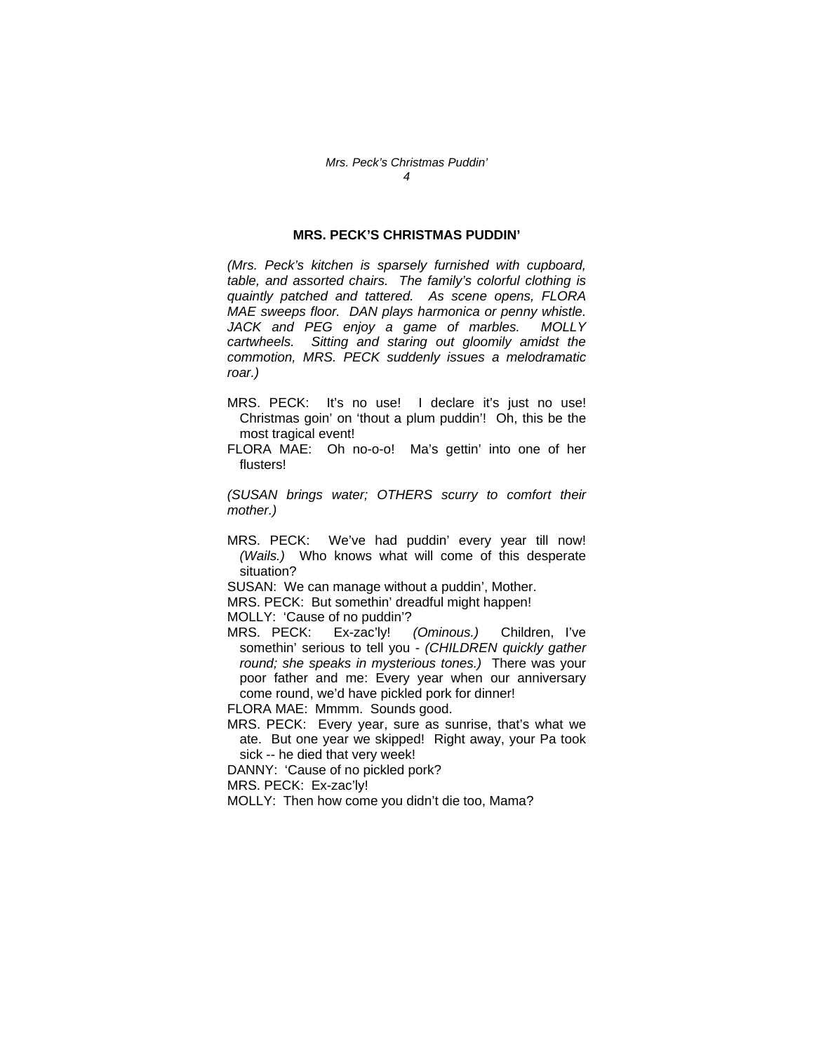**MRS. PECK'S CHRISTMAS PUDDIN'**

*(Mrs. Peck's kitchen is sparsely furnished with cupboard, table, and assorted chairs. The family's colorful clothing is quaintly patched and tattered. As scene opens, FLORA MAE sweeps floor. DAN plays harmonica or penny whistle. JACK and PEG enjoy a game of marbles. MOLLY cartwheels. Sitting and staring out gloomily amidst the commotion, MRS. PECK suddenly issues a melodramatic roar.)*

MRS. PECK: It's no use! I declare it's just no use! Christmas goin' on 'thout a plum puddin'! Oh, this be the most tragical event!

FLORA MAE: Oh no-o-o! Ma's gettin' into one of her flusters!

*(SUSAN brings water; OTHERS scurry to comfort their mother.)*

MRS. PECK: We've had puddin' every year till now! *(Wails.)* Who knows what will come of this desperate situation?

SUSAN: We can manage without a puddin', Mother.

MRS. PECK: But somethin' dreadful might happen!

MOLLY: 'Cause of no puddin'?

MRS. PECK: Ex-zac'ly! *(Ominous.)* Children, I've somethin' serious to tell you - *(CHILDREN quickly gather round; she speaks in mysterious tones.)* There was your poor father and me: Every year when our anniversary come round, we'd have pickled pork for dinner!

FLORA MAE: Mmmm. Sounds good.

MRS. PECK: Every year, sure as sunrise, that's what we ate. But one year we skipped! Right away, your Pa took sick -- he died that very week!

DANNY: 'Cause of no pickled pork?

MRS. PECK: Ex-zac'ly!

MOLLY: Then how come you didn't die too, Mama?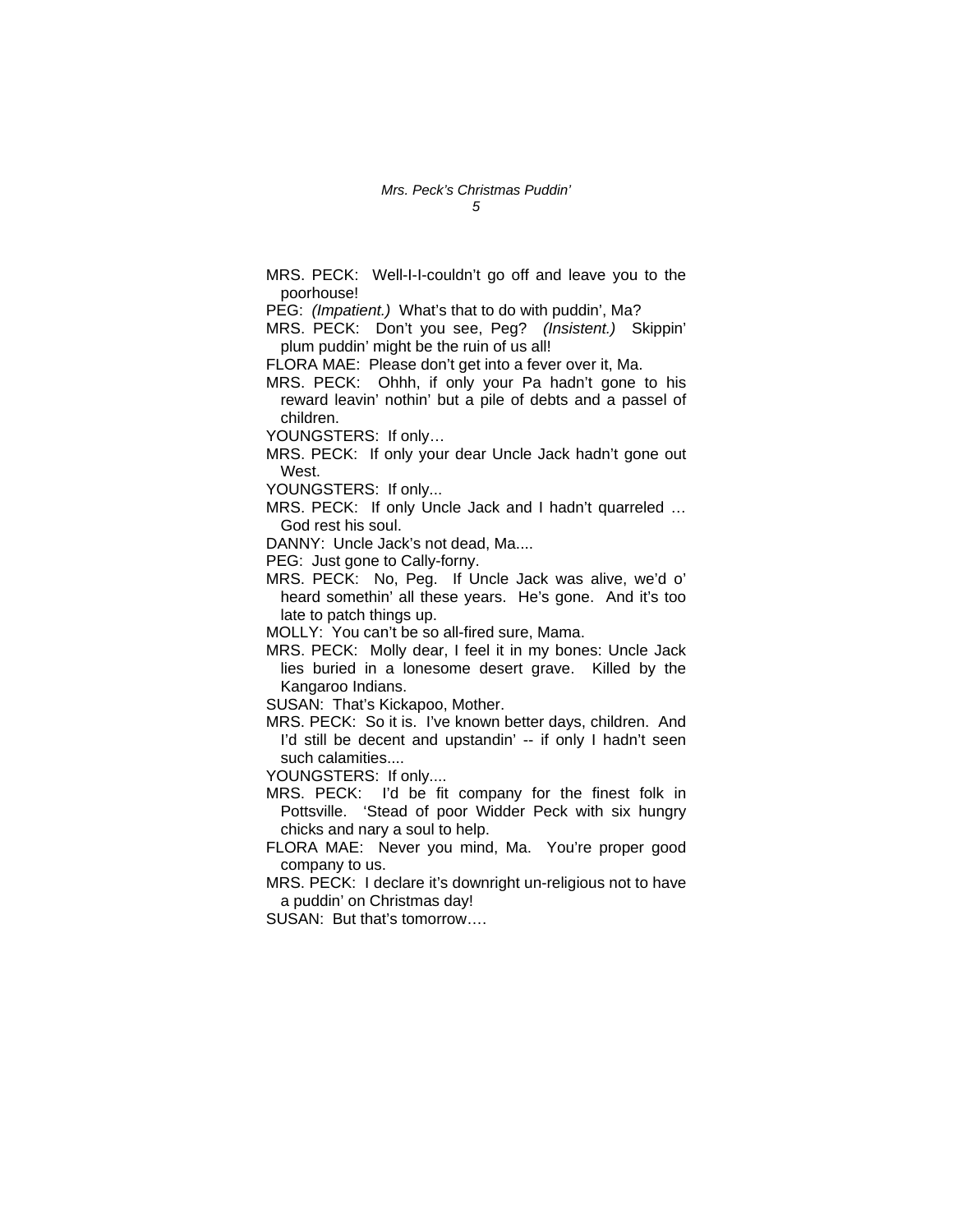MRS. PECK: Well-I-I-couldn't go off and leave you to the poorhouse!

PEG: *(Impatient.)* What's that to do with puddin', Ma?

MRS. PECK: Don't you see, Peg? *(Insistent.)* Skippin' plum puddin' might be the ruin of us all!

FLORA MAE: Please don't get into a fever over it, Ma.

MRS. PECK: Ohhh, if only your Pa hadn't gone to his reward leavin' nothin' but a pile of debts and a passel of children.

YOUNGSTERS: If only…

MRS. PECK: If only your dear Uncle Jack hadn't gone out West.

YOUNGSTERS: If only...

MRS. PECK: If only Uncle Jack and I hadn't quarreled … God rest his soul.

DANNY: Uncle Jack's not dead, Ma....

PEG: Just gone to Cally-forny.

MRS. PECK: No, Peg. If Uncle Jack was alive, we'd o' heard somethin' all these years. He's gone. And it's too late to patch things up.

MOLLY: You can't be so all-fired sure, Mama.

MRS. PECK: Molly dear, I feel it in my bones: Uncle Jack lies buried in a lonesome desert grave. Killed by the Kangaroo Indians.

SUSAN: That's Kickapoo, Mother.

MRS. PECK: So it is. I've known better days, children. And I'd still be decent and upstandin' -- if only I hadn't seen such calamities....

YOUNGSTERS: If only....

MRS. PECK: I'd be fit company for the finest folk in Pottsville. 'Stead of poor Widder Peck with six hungry chicks and nary a soul to help.

FLORA MAE: Never you mind, Ma. You're proper good company to us.

MRS. PECK: I declare it's downright un-religious not to have a puddin' on Christmas day!

SUSAN: But that's tomorrow….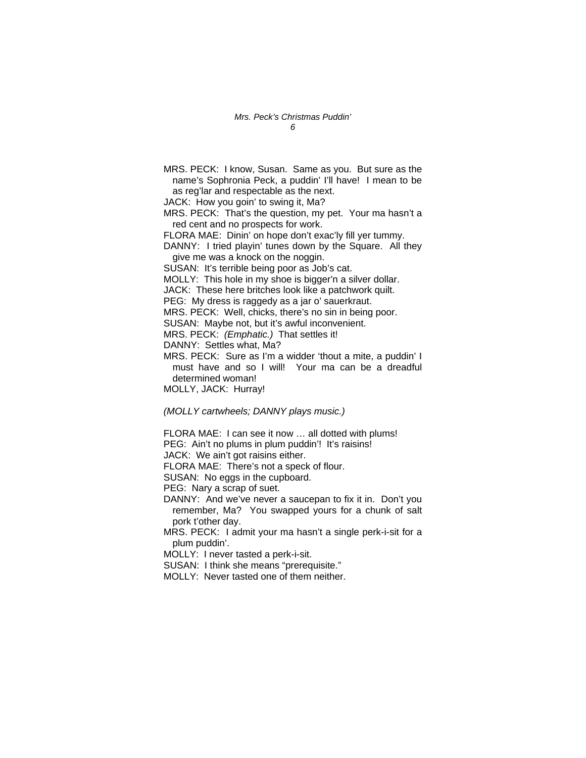MRS. PECK: I know, Susan. Same as you. But sure as the name's Sophronia Peck, a puddin' I'll have! I mean to be as reg'lar and respectable as the next.

JACK: How you goin' to swing it, Ma?

MRS. PECK: That's the question, my pet. Your ma hasn't a red cent and no prospects for work.

FLORA MAE: Dinin' on hope don't exac'ly fill yer tummy.

DANNY: I tried playin' tunes down by the Square. All they give me was a knock on the noggin.

SUSAN: It's terrible being poor as Job's cat.

MOLLY: This hole in my shoe is bigger'n a silver dollar.

JACK: These here britches look like a patchwork quilt.

PEG: My dress is raggedy as a jar o' sauerkraut.

MRS. PECK: Well, chicks, there's no sin in being poor.

SUSAN: Maybe not, but it's awful inconvenient.

MRS. PECK: *(Emphatic.)* That settles it!

DANNY: Settles what, Ma?

MRS. PECK: Sure as I'm a widder 'thout a mite, a puddin' I must have and so I will! Your ma can be a dreadful determined woman!

MOLLY, JACK: Hurray!

*(MOLLY cartwheels; DANNY plays music.)*

FLORA MAE: I can see it now … all dotted with plums!

PEG: Ain't no plums in plum puddin'! It's raisins!

JACK: We ain't got raisins either.

FLORA MAE: There's not a speck of flour.

SUSAN: No eggs in the cupboard.

PEG: Nary a scrap of suet.

DANNY: And we've never a saucepan to fix it in. Don't you remember, Ma? You swapped yours for a chunk of salt pork t'other day.

MRS. PECK: I admit your ma hasn't a single perk-i-sit for a plum puddin'.

MOLLY: I never tasted a perk-i-sit.

SUSAN: I think she means "prerequisite."

MOLLY: Never tasted one of them neither.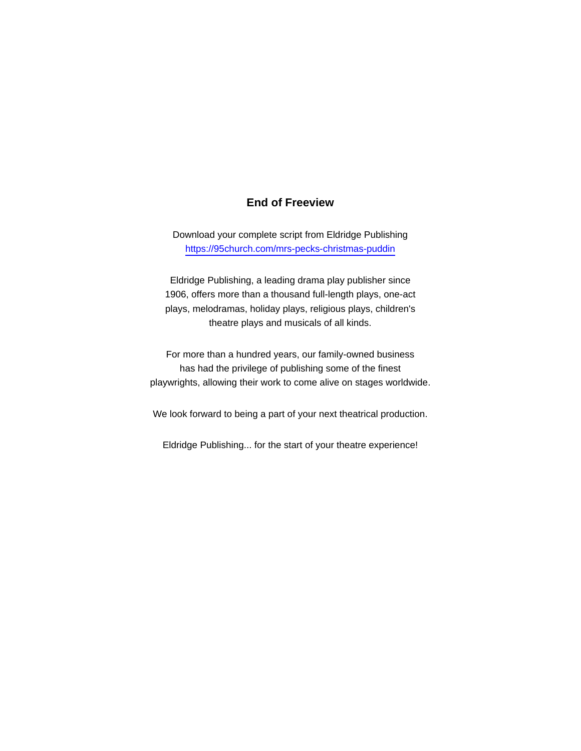## End of Freeview

Download your complete script from Eldridge Publishing
https://95church.com/mrs-pecks-christmas-puddin

Eldridge Publishing, a leading drama play publisher since 1906, offers more than a thousand full-length plays, one-act plays, melodramas, holiday plays, religious plays, children's theatre plays and musicals of all kinds.

For more than a hundred years, our family-owned business has had the privilege of publishing some of the finest playwrights, allowing their work to come alive on stages worldwide.

We look forward to being a part of your next theatrical production.

Eldridge Publishing... for the start of your theatre experience!